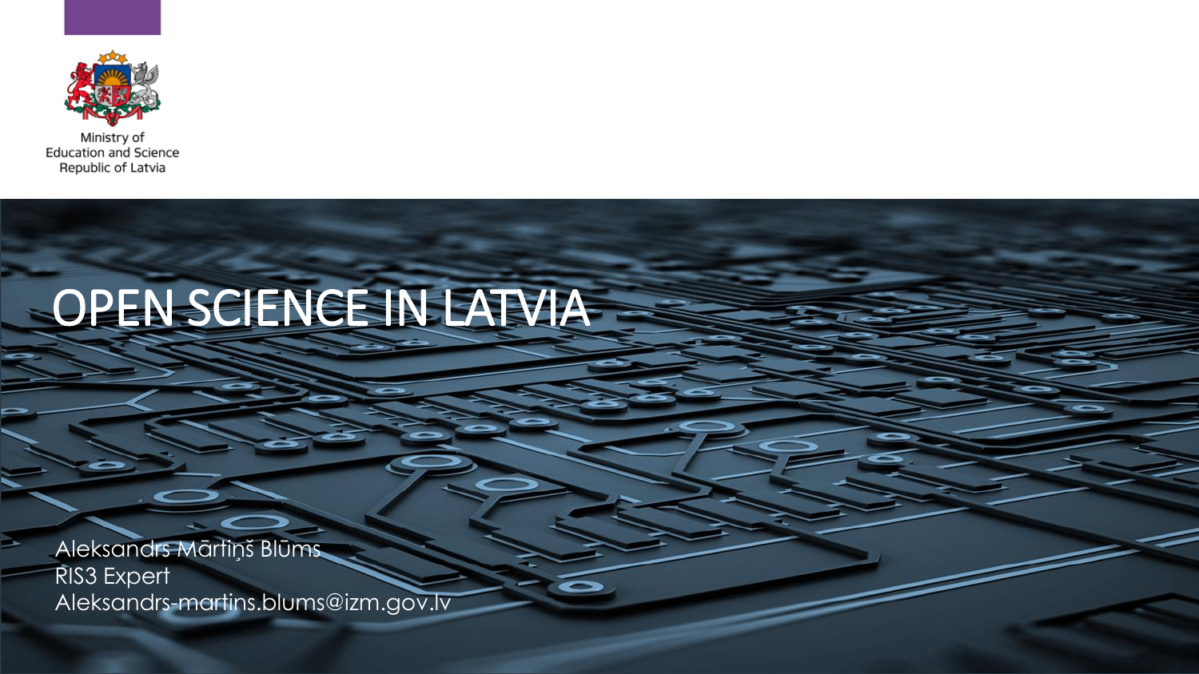Ministry of
Education and Science
Republic of Latvia

# OPEN SCIENCE IN LATVIA

Aleksandrs Mārtiņš Blūms
RIS3 Expert
Aleksandrs-martins.blums@izm.gov.lv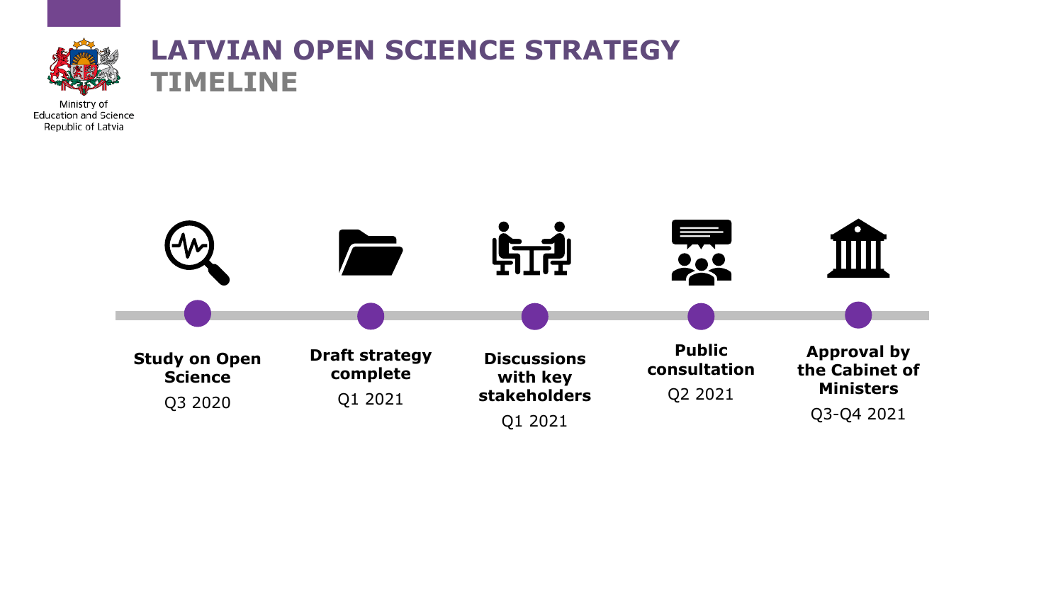Ministry of Education and Science Republic of Latvia

# LATVIAN OPEN SCIENCE STRATEGY

## TIMELINE

- **Study on Open Science**
  Q3 2020
- **Draft strategy complete**
  Q1 2021
- **Discussions with key stakeholders**
  Q1 2021
- **Public consultation**
  Q2 2021
- **Approval by the Cabinet of Ministers**
  Q3-Q4 2021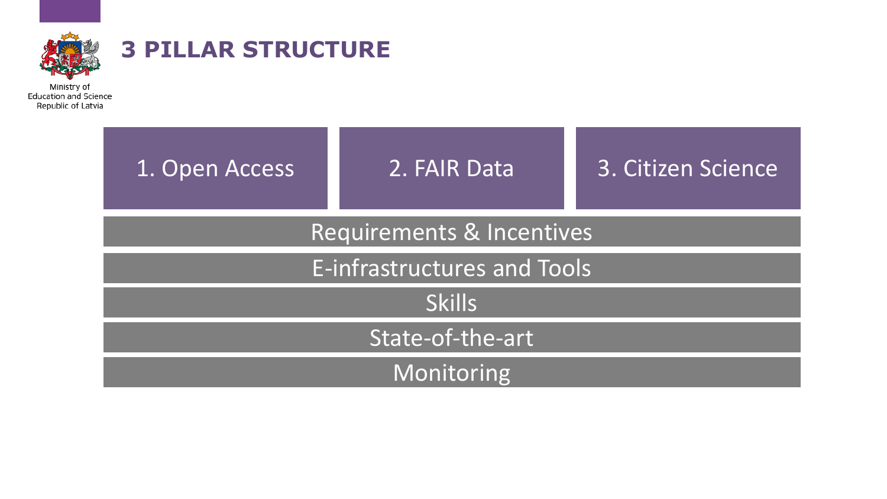# 3 PILLAR STRUCTURE

Ministry of Education and Science Republic of Latvia

| 1. Open Access | 2. FAIR Data | 3. Citizen Science |
|---|---|---|
| Requirements & Incentives | | |
| E-infrastructures and Tools | | |
| Skills | | |
| State-of-the-art | | |
| Monitoring | | |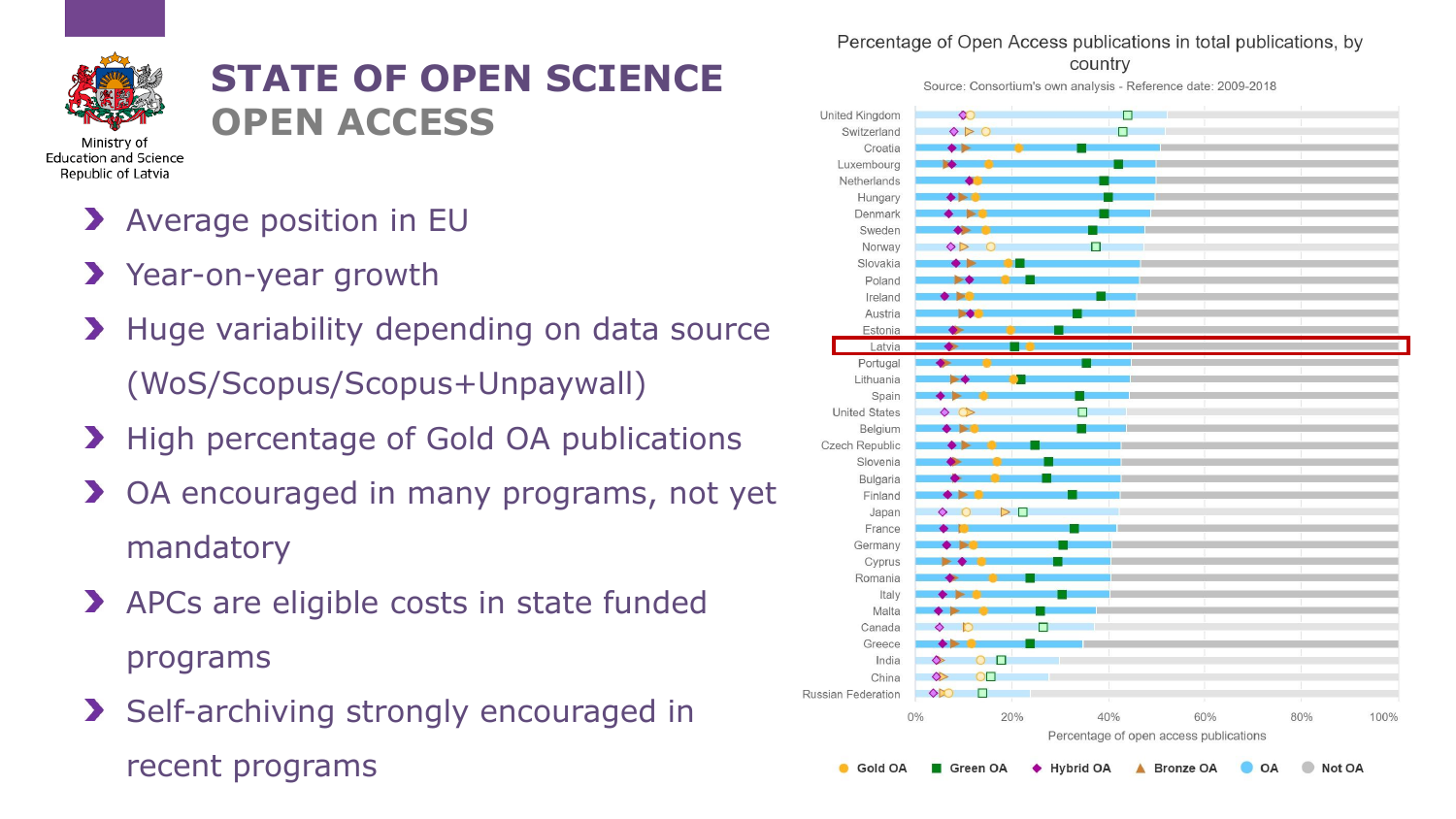Ministry of Education and Science Republic of Latvia

# STATE OF OPEN SCIENCE
## OPEN ACCESS

- Average position in EU
- Year-on-year growth
- Huge variability depending on data source (WoS/Scopus/Scopus+Unpaywall)
- High percentage of Gold OA publications
- OA encouraged in many programs, not yet mandatory
- APCs are eligible costs in state funded programs
- Self-archiving strongly encouraged in recent programs

Percentage of Open Access publications in total publications, by country

Source: Consortium's own analysis - Reference date: 2009-2018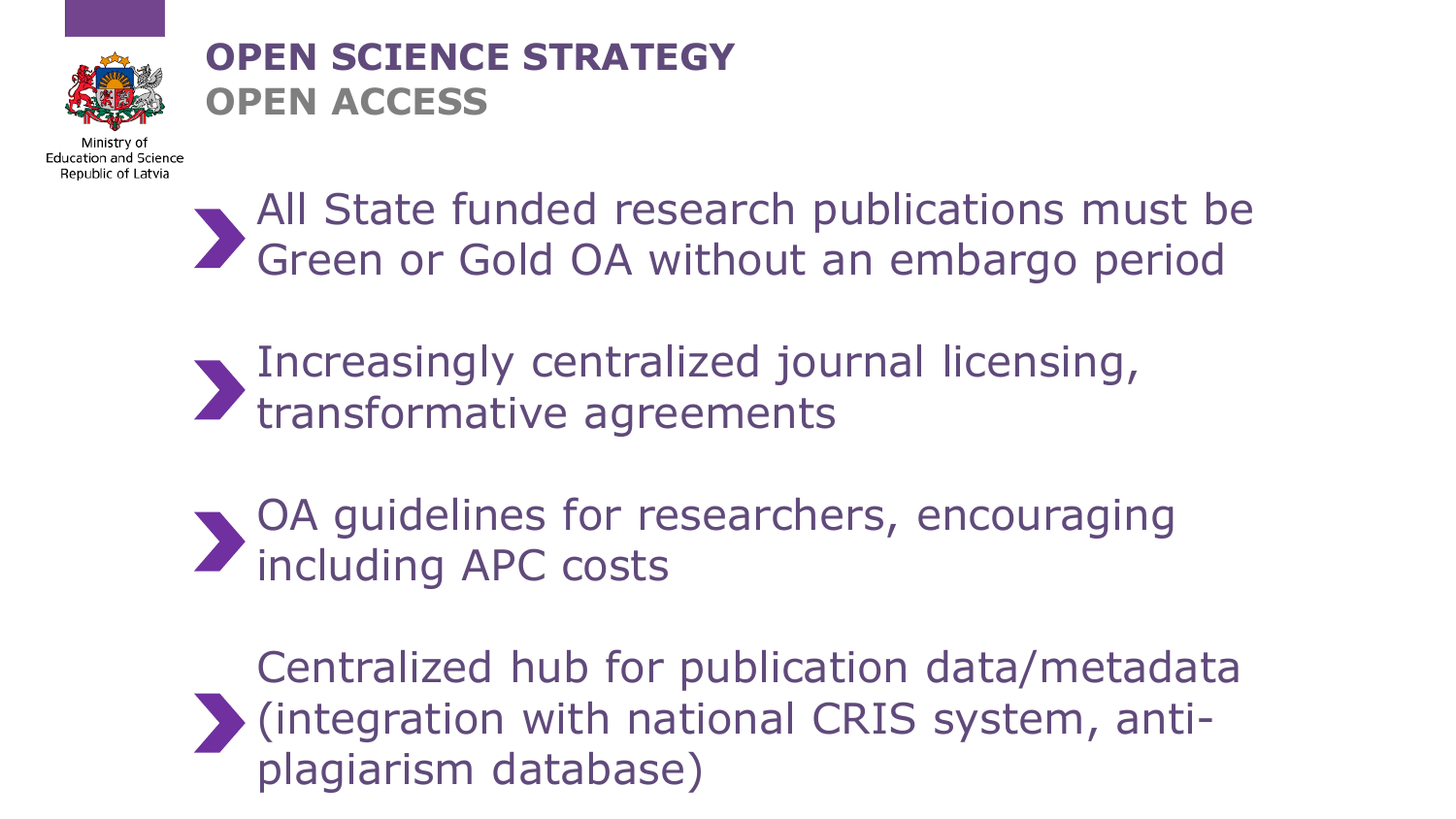Ministry of Education and Science Republic of Latvia

# OPEN SCIENCE STRATEGY
## OPEN ACCESS

- All State funded research publications must be Green or Gold OA without an embargo period
- Increasingly centralized journal licensing, transformative agreements
- OA guidelines for researchers, encouraging including APC costs
- Centralized hub for publication data/metadata (integration with national CRIS system, anti-plagiarism database)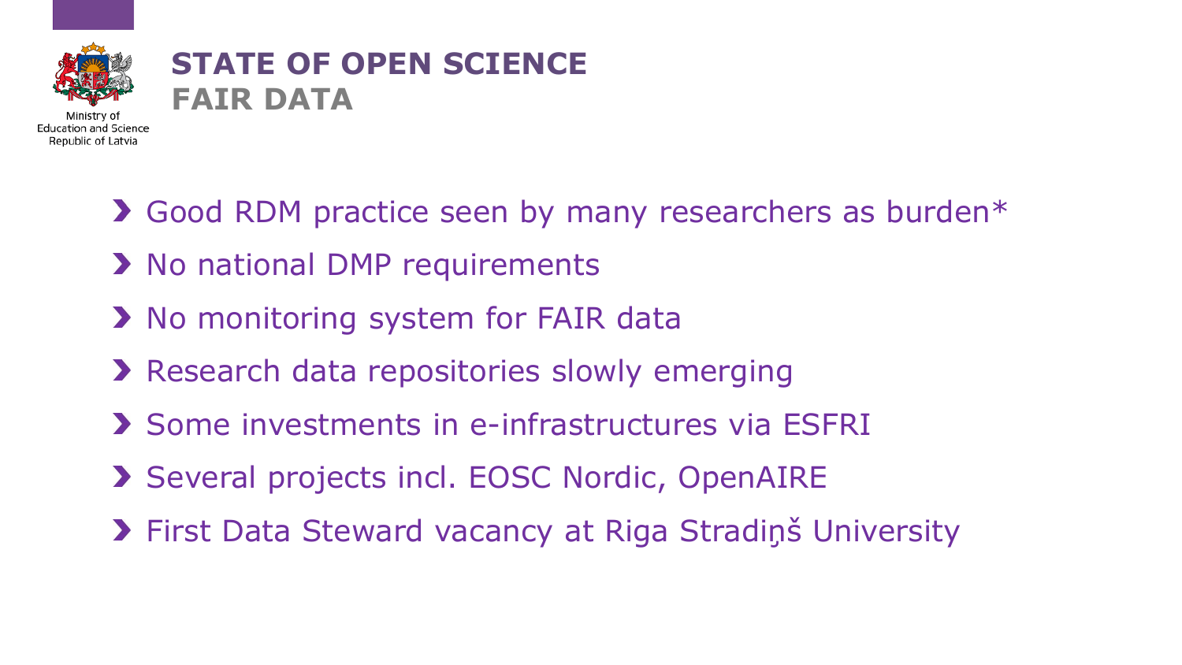# STATE OF OPEN SCIENCE
## FAIR DATA

Ministry of Education and Science Republic of Latvia

- Good RDM practice seen by many researchers as burden*
- No national DMP requirements
- No monitoring system for FAIR data
- Research data repositories slowly emerging
- Some investments in e-infrastructures via ESFRI
- Several projects incl. EOSC Nordic, OpenAIRE
- First Data Steward vacancy at Riga Stradiņš University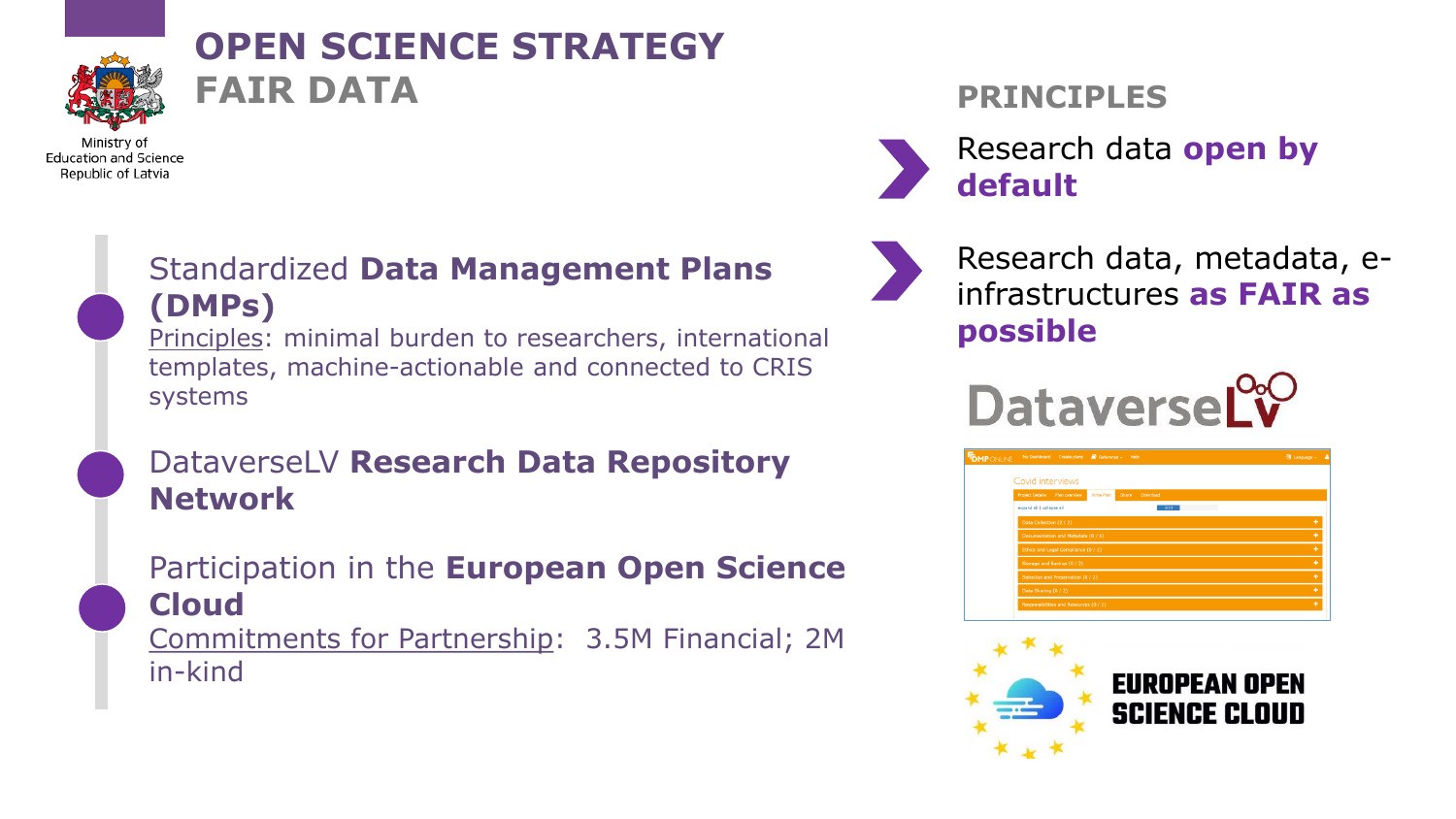# OPEN SCIENCE STRATEGY
## FAIR DATA

Ministry of Education and Science Republic of Latvia

- Standardized **Data Management Plans (DMPs)**
  Principles: minimal burden to researchers, international templates, machine-actionable and connected to CRIS systems

- DataverseLV **Research Data Repository Network**

- Participation in the **European Open Science Cloud**
  Commitments for Partnership: 3.5M Financial; 2M in-kind

## PRINCIPLES

- Research data **open by default**
- Research data, metadata, e-infrastructures **as FAIR as possible**

DataverseLV

EUROPEAN OPEN SCIENCE CLOUD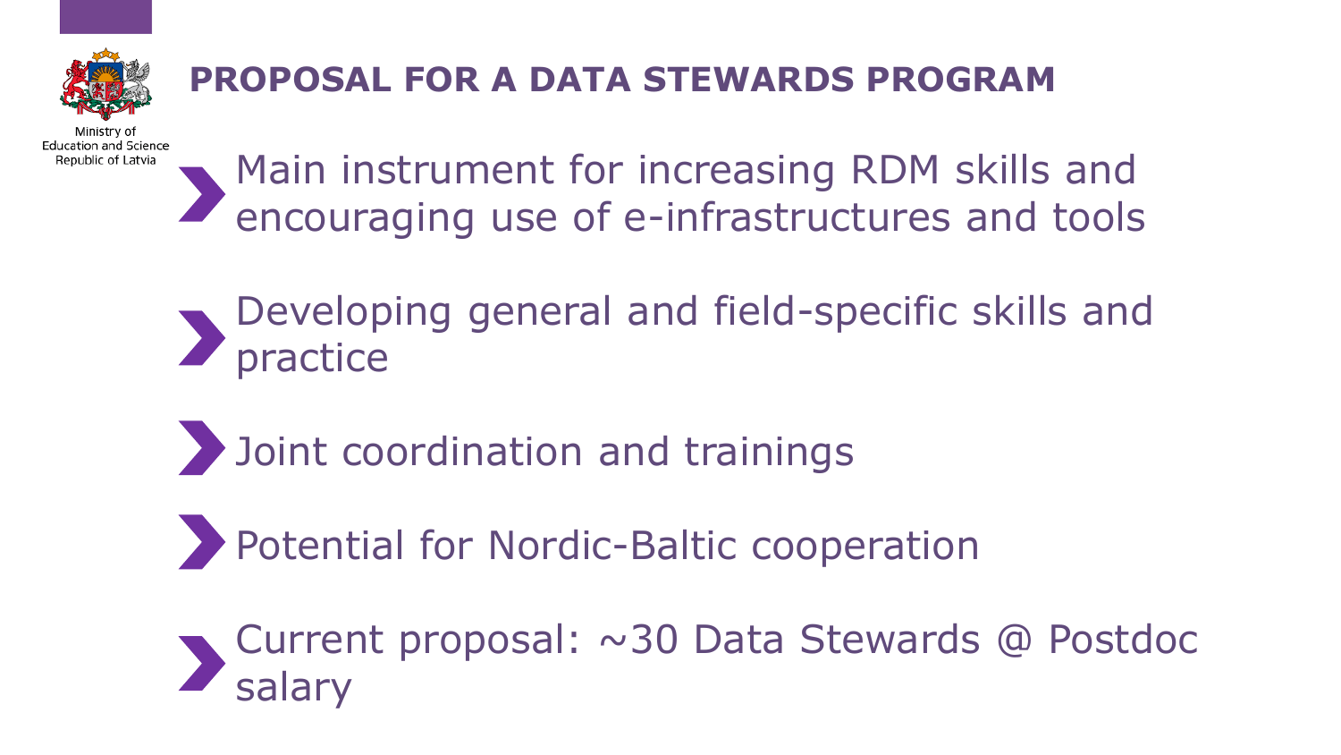Ministry of Education and Science Republic of Latvia

# PROPOSAL FOR A DATA STEWARDS PROGRAM

- Main instrument for increasing RDM skills and encouraging use of e-infrastructures and tools
- Developing general and field-specific skills and practice
- Joint coordination and trainings
- Potential for Nordic-Baltic cooperation
- Current proposal: ~30 Data Stewards @ Postdoc salary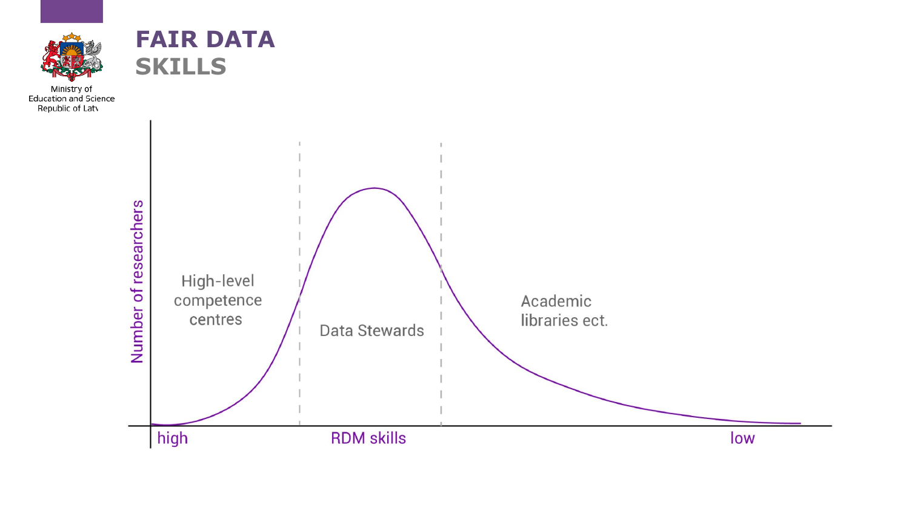Ministry of
Education and Science
Republic of Latv

# FAIR DATA SKILLS

Number of researchers

High-level competence centres

Data Stewards

Academic libraries ect.

high — RDM skills — low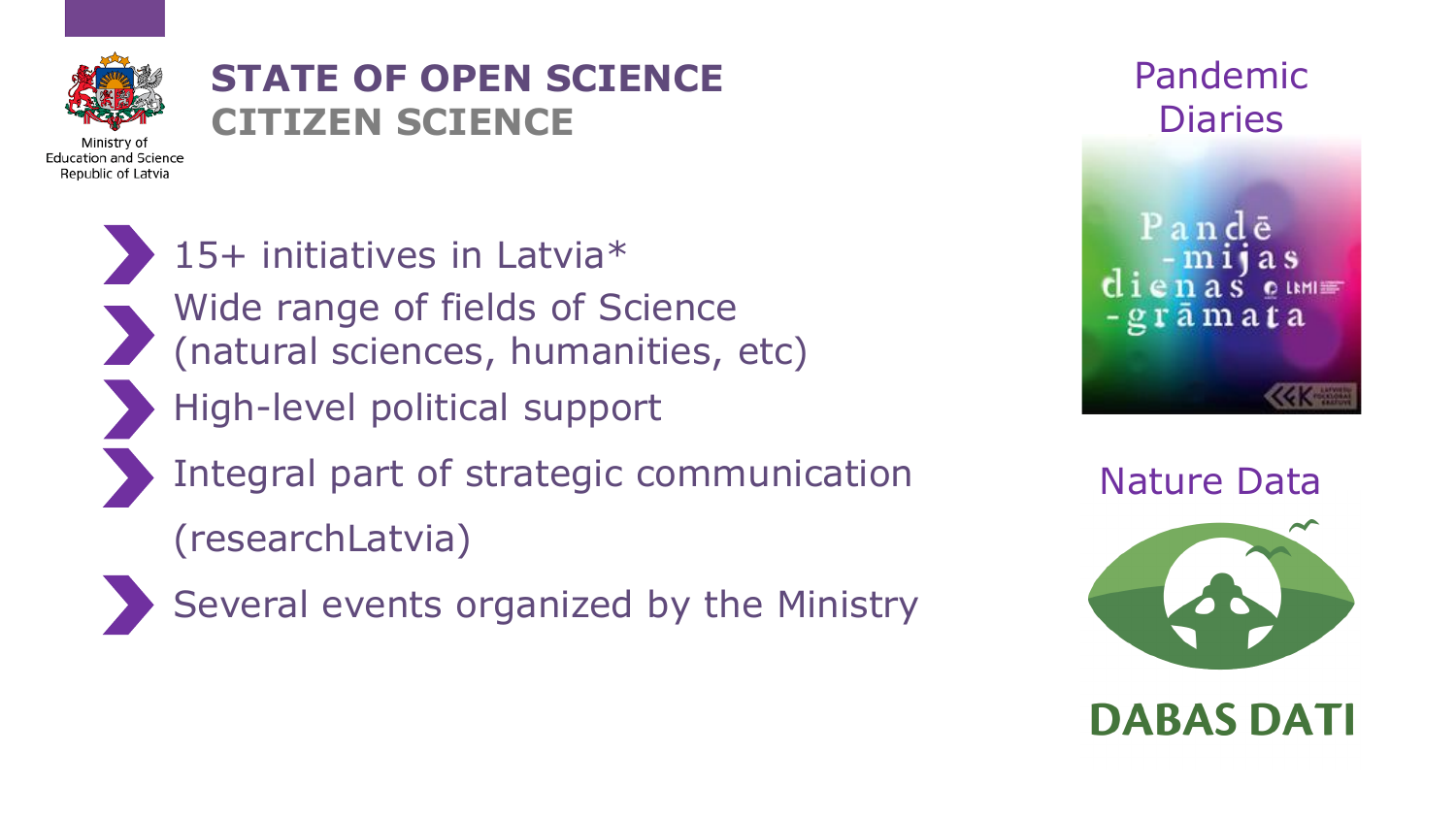Ministry of Education and Science Republic of Latvia

# STATE OF OPEN SCIENCE
## CITIZEN SCIENCE

- 15+ initiatives in Latvia*
- Wide range of fields of Science (natural sciences, humanities, etc)
- High-level political support
- Integral part of strategic communication (researchLatvia)
- Several events organized by the Ministry

Pandemic Diaries

Pandē-mijas dienas-grāmata

Nature Data

DABAS DATI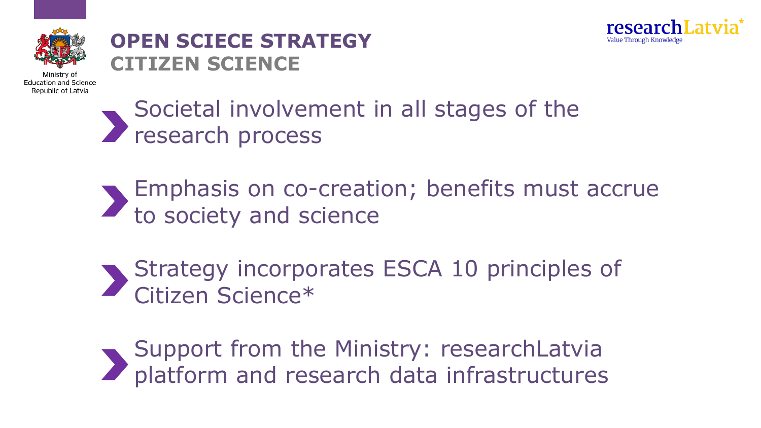# OPEN SCIECE STRATEGY
## CITIZEN SCIENCE

Ministry of Education and Science Republic of Latvia

researchLatvia
Value Through Knowledge

- Societal involvement in all stages of the research process
- Emphasis on co-creation; benefits must accrue to society and science
- Strategy incorporates ESCA 10 principles of Citizen Science*
- Support from the Ministry: researchLatvia platform and research data infrastructures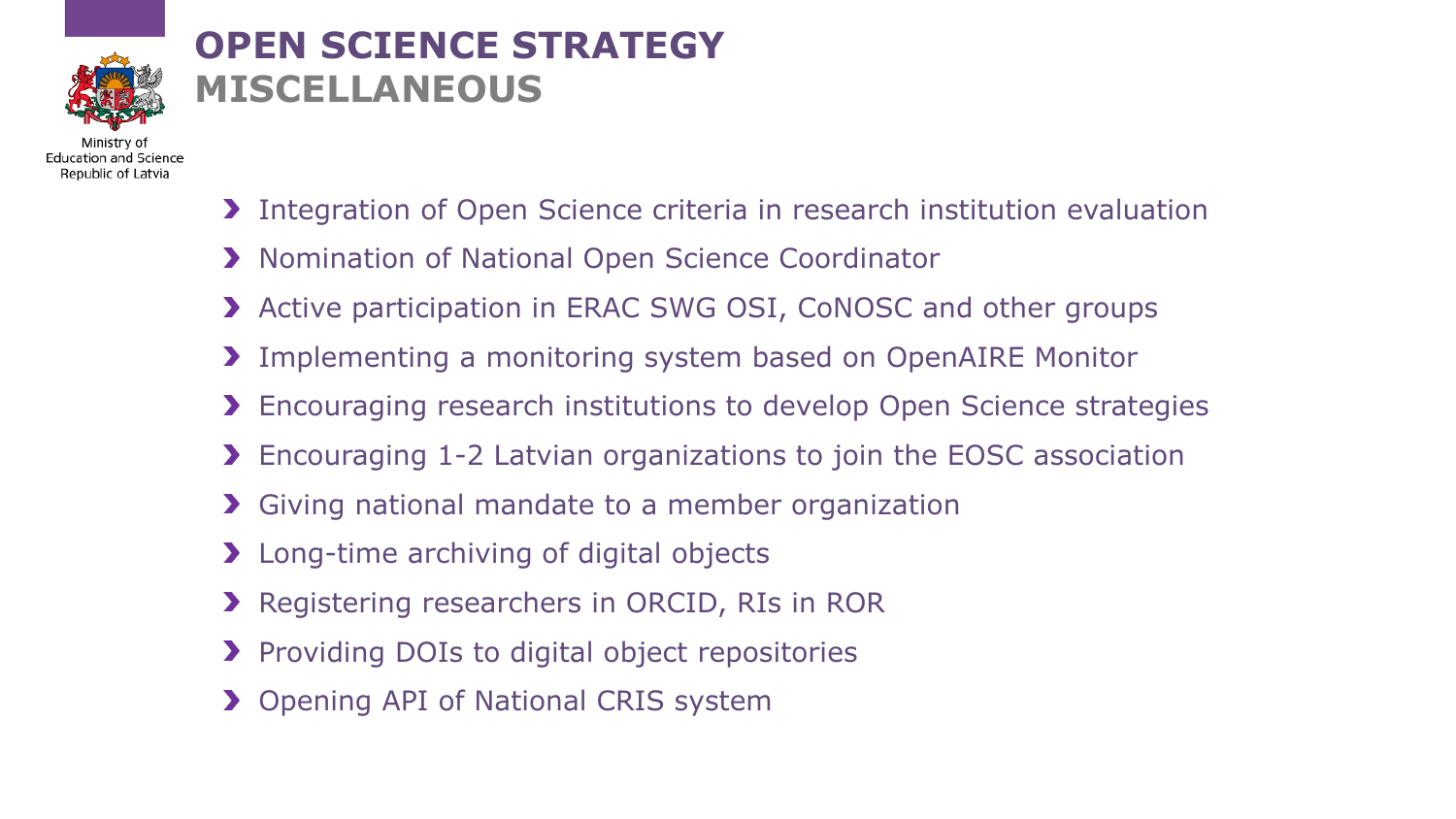# OPEN SCIENCE STRATEGY
## MISCELLANEOUS

Ministry of Education and Science Republic of Latvia

- Integration of Open Science criteria in research institution evaluation
- Nomination of National Open Science Coordinator
- Active participation in ERAC SWG OSI, CoNOSC and other groups
- Implementing a monitoring system based on OpenAIRE Monitor
- Encouraging research institutions to develop Open Science strategies
- Encouraging 1-2 Latvian organizations to join the EOSC association
- Giving national mandate to a member organization
- Long-time archiving of digital objects
- Registering researchers in ORCID, RIs in ROR
- Providing DOIs to digital object repositories
- Opening API of National CRIS system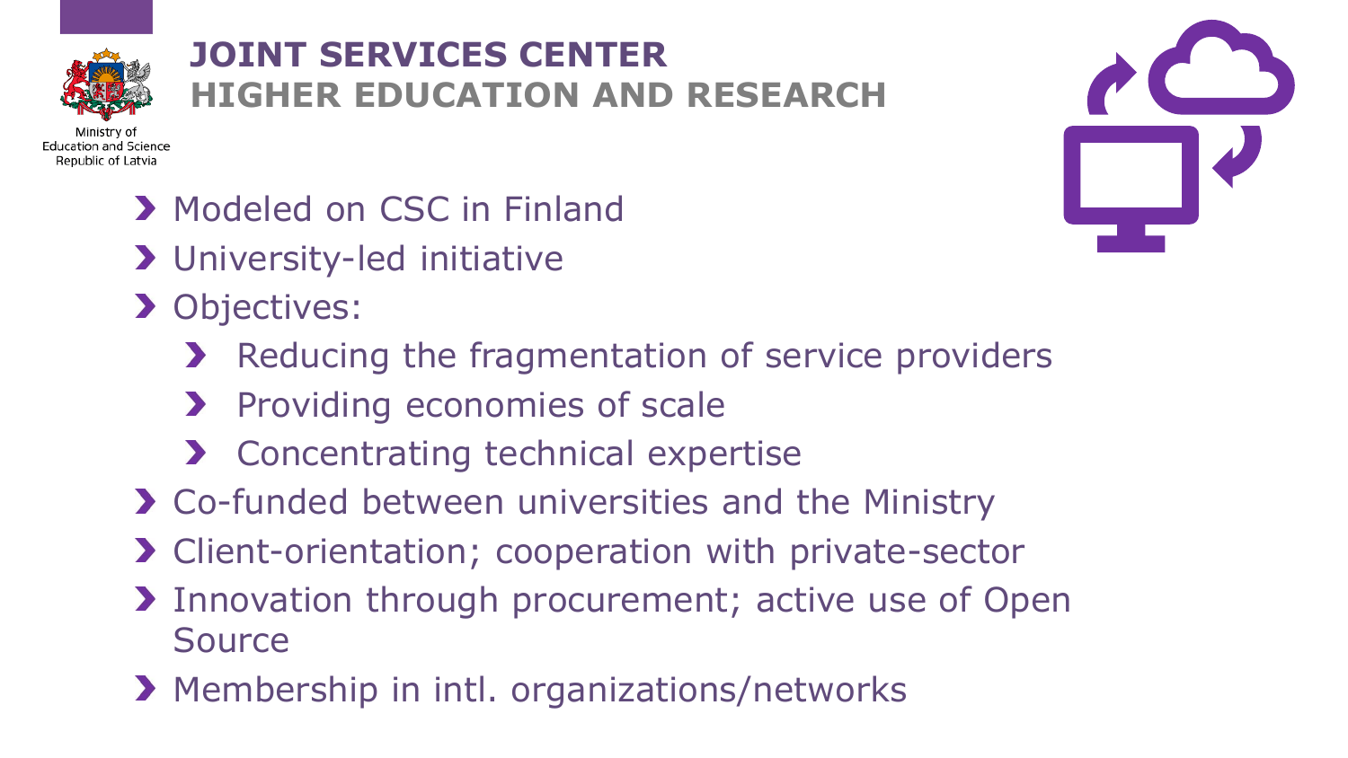# JOINT SERVICES CENTER
## HIGHER EDUCATION AND RESEARCH

Ministry of Education and Science Republic of Latvia

- Modeled on CSC in Finland
- University-led initiative
- Objectives:
  - Reducing the fragmentation of service providers
  - Providing economies of scale
  - Concentrating technical expertise
- Co-funded between universities and the Ministry
- Client-orientation; cooperation with private-sector
- Innovation through procurement; active use of Open Source
- Membership in intl. organizations/networks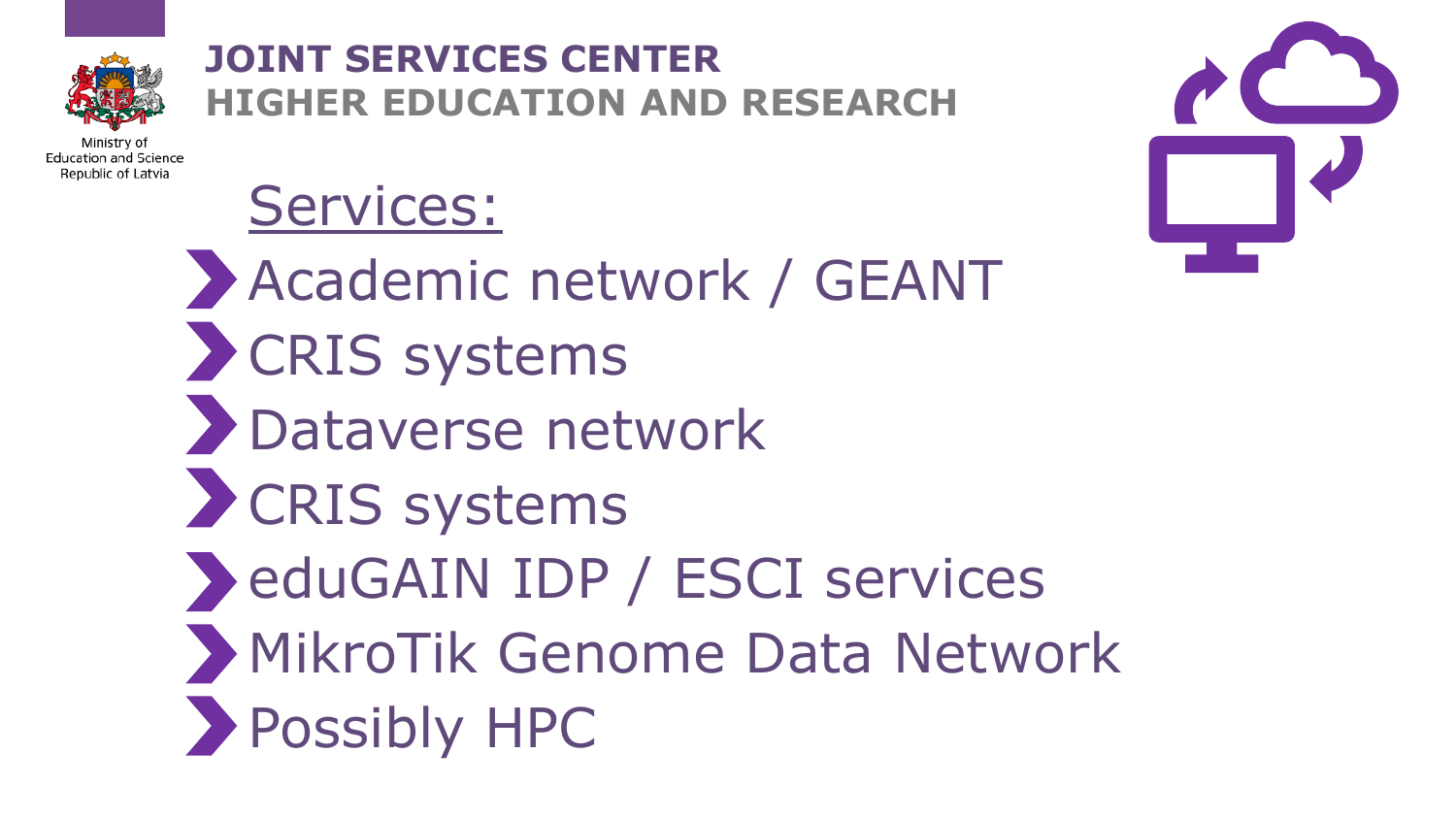Ministry of Education and Science Republic of Latvia

# JOINT SERVICES CENTER
## HIGHER EDUCATION AND RESEARCH

Services:

- Academic network / GEANT
- CRIS systems
- Dataverse network
- CRIS systems
- eduGAIN IDP / ESCI services
- MikroTik Genome Data Network
- Possibly HPC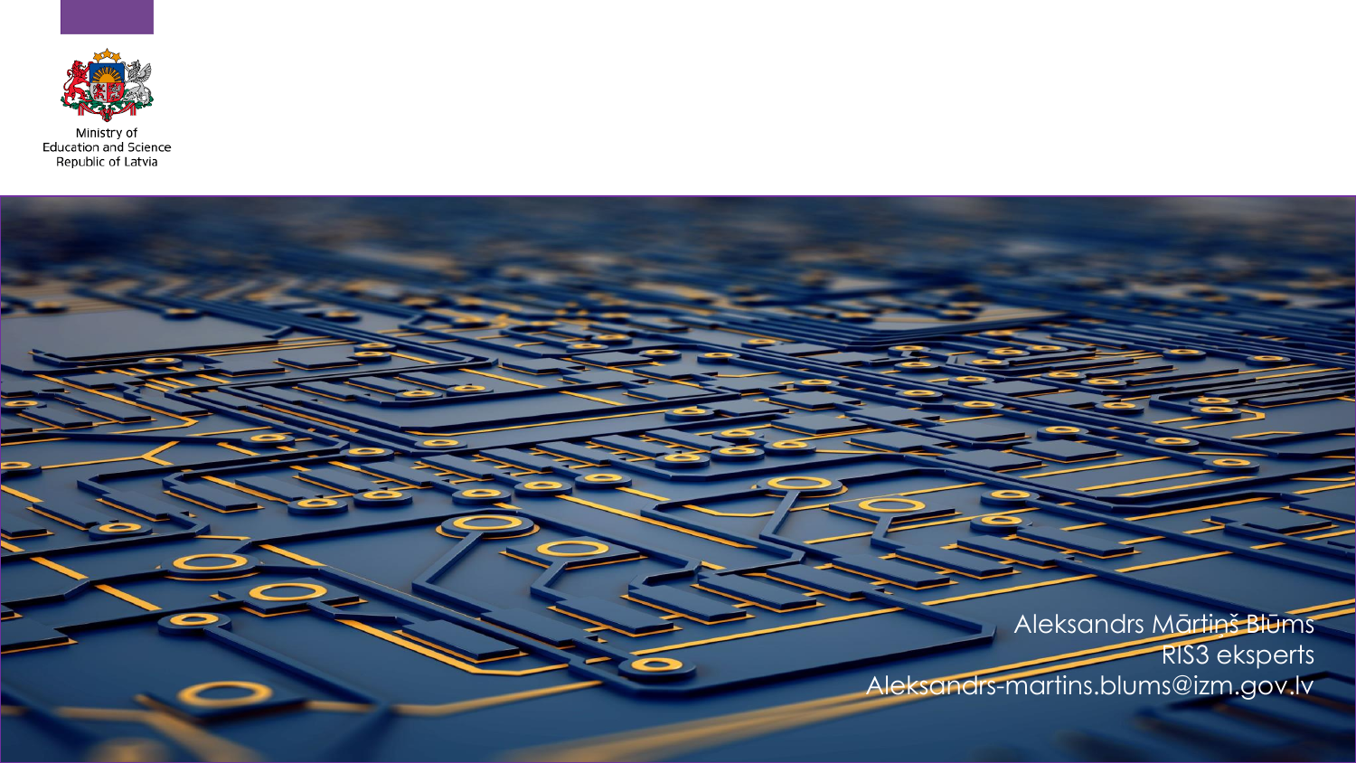Ministry of
Education and Science
Republic of Latvia

Aleksandrs Mārtiņš Blūms
RIS3 eksperts
Aleksandrs-martins.blums@izm.gov.lv